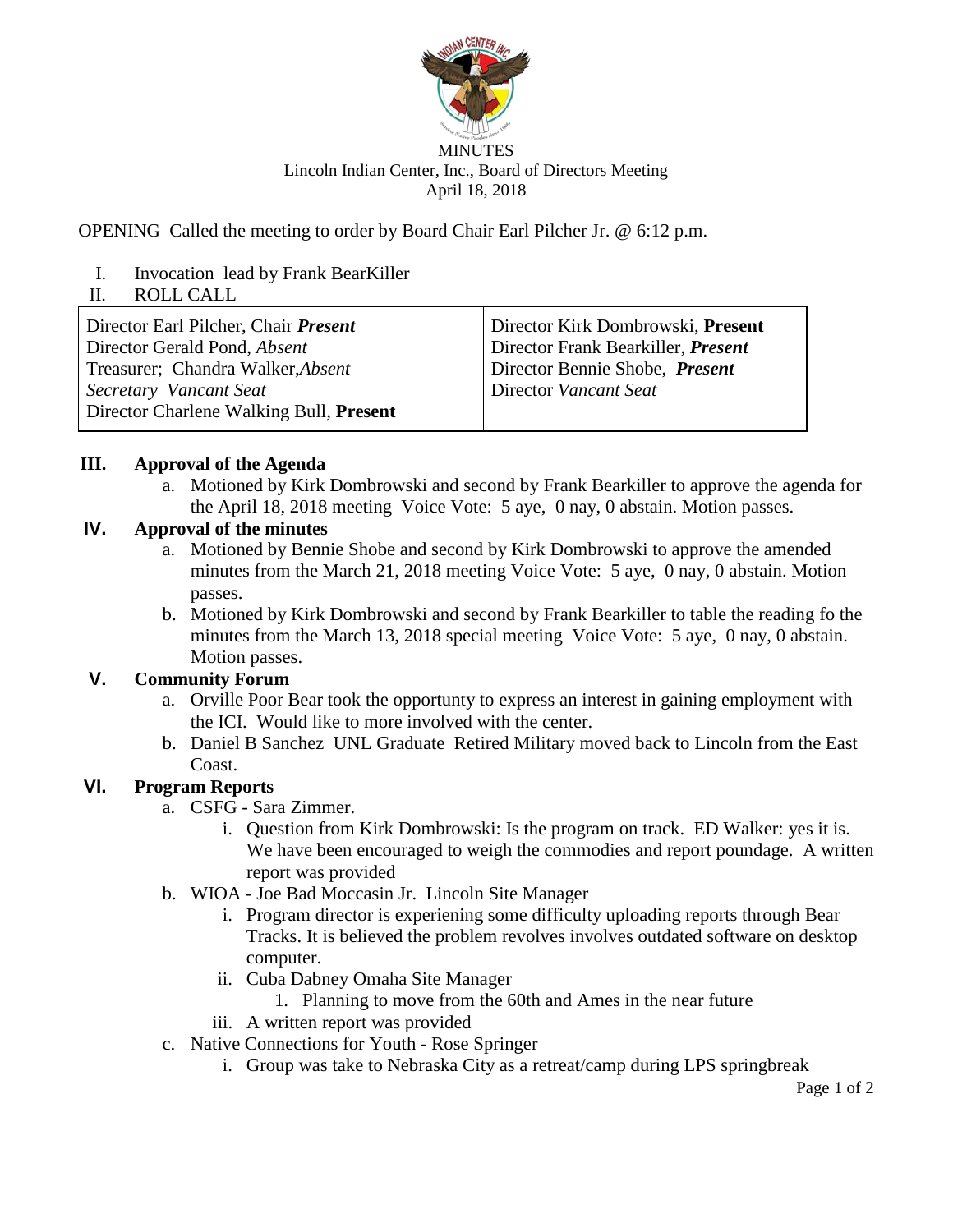MINUTES
Lincoln Indian Center, Inc., Board of Directors Meeting
April 18, 2018

OPENING Called the meeting to order by Board Chair Earl Pilcher Jr. @ 6:12 p.m.

I. Invocation lead by Frank BearKiller
II. ROLL CALL

| | |
|---|---|
| Director Earl Pilcher, Chair ***Present*** | Director Kirk Dombrowski, **Present** |
| Director Gerald Pond, *Absent* | Director Frank Bearkiller, ***Present*** |
| Treasurer; Chandra Walker,*Absent* | Director Bennie Shobe, ***Present*** |
| *Secretary Vancant Seat* | Director *Vancant Seat* |
| Director Charlene Walking Bull, **Present** | |

### III. Approval of the Agenda

a. Motioned by Kirk Dombrowski and second by Frank Bearkiller to approve the agenda for the April 18, 2018 meeting Voice Vote: 5 aye, 0 nay, 0 abstain. Motion passes.

### IV. Approval of the minutes

a. Motioned by Bennie Shobe and second by Kirk Dombrowski to approve the amended minutes from the March 21, 2018 meeting Voice Vote: 5 aye, 0 nay, 0 abstain. Motion passes.
b. Motioned by Kirk Dombrowski and second by Frank Bearkiller to table the reading fo the minutes from the March 13, 2018 special meeting Voice Vote: 5 aye, 0 nay, 0 abstain. Motion passes.

### V. Community Forum

a. Orville Poor Bear took the opportunty to express an interest in gaining employment with the ICI. Would like to more involved with the center.
b. Daniel B Sanchez UNL Graduate Retired Military moved back to Lincoln from the East Coast.

### VI. Program Reports

a. CSFG - Sara Zimmer.
   i. Question from Kirk Dombrowski: Is the program on track. ED Walker: yes it is. We have been encouraged to weigh the commodies and report poundage. A written report was provided
b. WIOA - Joe Bad Moccasin Jr. Lincoln Site Manager
   i. Program director is experiening some difficulty uploading reports through Bear Tracks. It is believed the problem revolves involves outdated software on desktop computer.
   ii. Cuba Dabney Omaha Site Manager
      1. Planning to move from the 60th and Ames in the near future
   iii. A written report was provided
c. Native Connections for Youth - Rose Springer
   i. Group was take to Nebraska City as a retreat/camp during LPS springbreak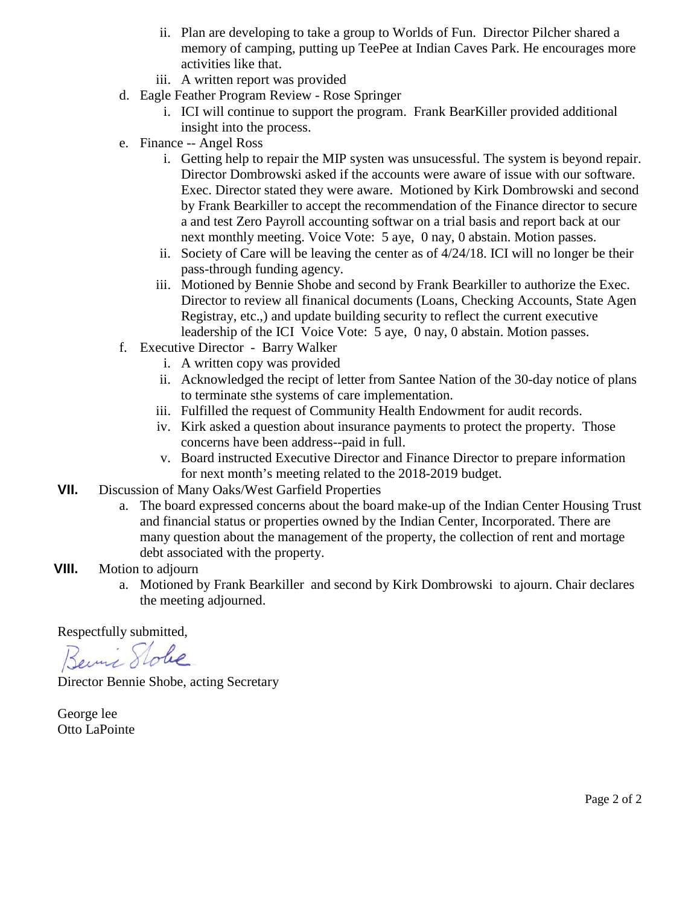ii. Plan are developing to take a group to Worlds of Fun. Director Pilcher shared a memory of camping, putting up TeePee at Indian Caves Park. He encourages more activities like that.

iii. A written report was provided

d. Eagle Feather Program Review - Rose Springer

   i. ICI will continue to support the program. Frank BearKiller provided additional insight into the process.

e. Finance -- Angel Ross

   i. Getting help to repair the MIP systen was unsucessful. The system is beyond repair. Director Dombrowski asked if the accounts were aware of issue with our software. Exec. Director stated they were aware. Motioned by Kirk Dombrowski and second by Frank Bearkiller to accept the recommendation of the Finance director to secure a and test Zero Payroll accounting softwar on a trial basis and report back at our next monthly meeting. Voice Vote: 5 aye, 0 nay, 0 abstain. Motion passes.

   ii. Society of Care will be leaving the center as of 4/24/18. ICI will no longer be their pass-through funding agency.

   iii. Motioned by Bennie Shobe and second by Frank Bearkiller to authorize the Exec. Director to review all finanical documents (Loans, Checking Accounts, State Agen Registray, etc.,) and update building security to reflect the current executive leadership of the ICI Voice Vote: 5 aye, 0 nay, 0 abstain. Motion passes.

f. Executive Director - Barry Walker

   i. A written copy was provided

   ii. Acknowledged the recipt of letter from Santee Nation of the 30-day notice of plans to terminate sthe systems of care implementation.

   iii. Fulfilled the request of Community Health Endowment for audit records.

   iv. Kirk asked a question about insurance payments to protect the property. Those concerns have been address--paid in full.

   v. Board instructed Executive Director and Finance Director to prepare information for next month's meeting related to the 2018-2019 budget.

**VII.** Discussion of Many Oaks/West Garfield Properties

   a. The board expressed concerns about the board make-up of the Indian Center Housing Trust and financial status or properties owned by the Indian Center, Incorporated. There are many question about the management of the property, the collection of rent and mortage debt associated with the property.

**VIII.** Motion to adjourn

   a. Motioned by Frank Bearkiller and second by Kirk Dombrowski to ajourn. Chair declares the meeting adjourned.

Respectfully submitted,

Bennie Shobe

Director Bennie Shobe, acting Secretary

George lee
Otto LaPointe